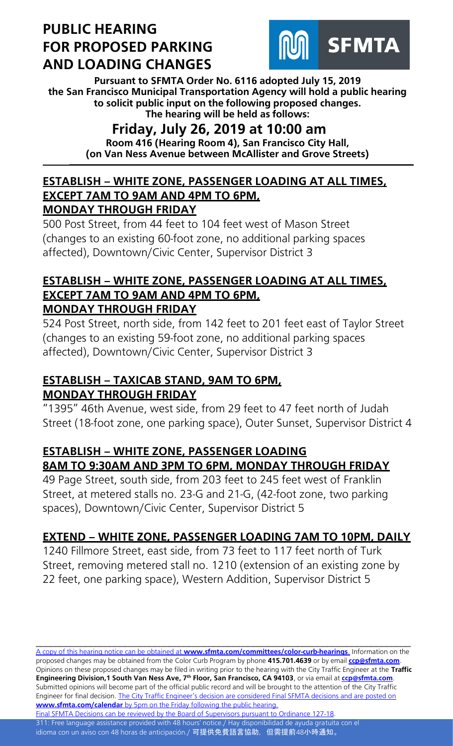# PUBLIC HEARING FOR PROPOSED PARKING AND LOADING CHANGES

SFMTA

**Pursuant to SFMTA Order No. 6116 adopted July 15, 2019 the San Francisco Municipal Transportation Agency will hold a public hearing to solicit public input on the following proposed changes. The hearing will be held as follows:**

## Friday, July 26, 2019 at 10:00 am

**Room 416 (Hearing Room 4), San Francisco City Hall, (on Van Ness Avenue between McAllister and Grove Streets)**

### ESTABLISH – WHITE ZONE, PASSENGER LOADING AT ALL TIMES, EXCEPT 7AM TO 9AM AND 4PM TO 6PM, MONDAY THROUGH FRIDAY

500 Post Street, from 44 feet to 104 feet west of Mason Street (changes to an existing 60-foot zone, no additional parking spaces affected), Downtown/Civic Center, Supervisor District 3

### ESTABLISH – WHITE ZONE, PASSENGER LOADING AT ALL TIMES, EXCEPT 7AM TO 9AM AND 4PM TO 6PM, MONDAY THROUGH FRIDAY

524 Post Street, north side, from 142 feet to 201 feet east of Taylor Street (changes to an existing 59-foot zone, no additional parking spaces affected), Downtown/Civic Center, Supervisor District 3

### ESTABLISH – TAXICAB STAND, 9AM TO 6PM, MONDAY THROUGH FRIDAY

"1395" 46th Avenue, west side, from 29 feet to 47 feet north of Judah Street (18-foot zone, one parking space), Outer Sunset, Supervisor District 4

### ESTABLISH – WHITE ZONE, PASSENGER LOADING 8AM TO 9:30AM AND 3PM TO 6PM, MONDAY THROUGH FRIDAY

49 Page Street, south side, from 203 feet to 245 feet west of Franklin Street, at metered stalls no. 23-G and 21-G, (42-foot zone, two parking spaces), Downtown/Civic Center, Supervisor District 5

### EXTEND – WHITE ZONE, PASSENGER LOADING 7AM TO 10PM, DAILY

1240 Fillmore Street, east side, from 73 feet to 117 feet north of Turk Street, removing metered stall no. 1210 (extension of an existing zone by 22 feet, one parking space), Western Addition, Supervisor District 5

---

A copy of this hearing notice can be obtained at **www.sfmta.com/committees/color-curb-hearings**. Information on the proposed changes may be obtained from the Color Curb Program by phone **415.701.4639** or by email **ccp@sfmta.com**. Opinions on these proposed changes may be filed in writing prior to the hearing with the City Traffic Engineer at the **Traffic Engineering Division,1 South Van Ness Ave, 7th Floor, San Francisco, CA 94103**, or via email at **ccp@sfmta.com**. Submitted opinions will become part of the official public record and will be brought to the attention of the City Traffic Engineer for final decision. The City Traffic Engineer's decision are considered Final SFMTA decisions and are posted on **www.sfmta.com/calendar** by 5pm on the Friday following the public hearing.
Final SFMTA Decisions can be reviewed by the Board of Supervisors pursuant to Ordinance 127-18.

311: Free language assistance provided with 48 hours' notice./ Hay disponibilidad de ayuda gratuita con el idioma con un aviso con 48 horas de anticipación./ 可提供免費語言協助，但需提前48小時通知。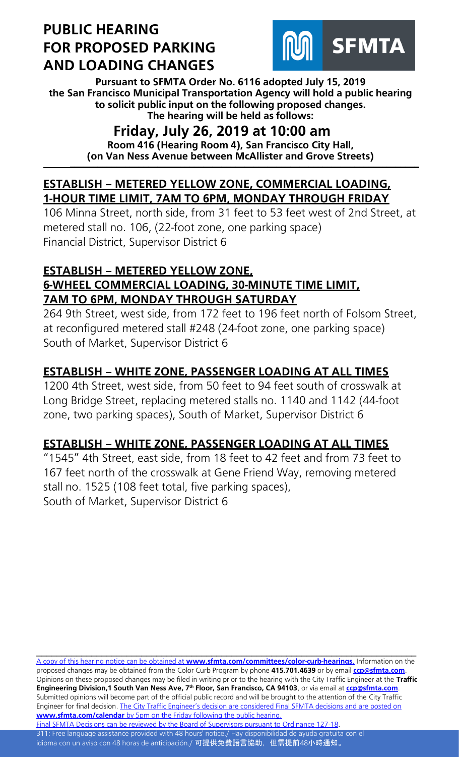# PUBLIC HEARING FOR PROPOSED PARKING AND LOADING CHANGES

SFMTA

**Pursuant to SFMTA Order No. 6116 adopted July 15, 2019 the San Francisco Municipal Transportation Agency will hold a public hearing to solicit public input on the following proposed changes. The hearing will be held as follows:**

## Friday, July 26, 2019 at 10:00 am

**Room 416 (Hearing Room 4), San Francisco City Hall, (on Van Ness Avenue between McAllister and Grove Streets)**

### ESTABLISH – METERED YELLOW ZONE, COMMERCIAL LOADING, 1-HOUR TIME LIMIT, 7AM TO 6PM, MONDAY THROUGH FRIDAY

106 Minna Street, north side, from 31 feet to 53 feet west of 2nd Street, at metered stall no. 106, (22-foot zone, one parking space)
Financial District, Supervisor District 6

### ESTABLISH – METERED YELLOW ZONE, 6-WHEEL COMMERCIAL LOADING, 30-MINUTE TIME LIMIT, 7AM TO 6PM, MONDAY THROUGH SATURDAY

264 9th Street, west side, from 172 feet to 196 feet north of Folsom Street, at reconfigured metered stall #248 (24-foot zone, one parking space)
South of Market, Supervisor District 6

### ESTABLISH – WHITE ZONE, PASSENGER LOADING AT ALL TIMES

1200 4th Street, west side, from 50 feet to 94 feet south of crosswalk at Long Bridge Street, replacing metered stalls no. 1140 and 1142 (44-foot zone, two parking spaces), South of Market, Supervisor District 6

### ESTABLISH – WHITE ZONE, PASSENGER LOADING AT ALL TIMES

"1545" 4th Street, east side, from 18 feet to 42 feet and from 73 feet to 167 feet north of the crosswalk at Gene Friend Way, removing metered stall no. 1525 (108 feet total, five parking spaces),
South of Market, Supervisor District 6

---

A copy of this hearing notice can be obtained at **www.sfmta.com/committees/color-curb-hearings**. Information on the proposed changes may be obtained from the Color Curb Program by phone **415.701.4639** or by email **ccp@sfmta.com**. Opinions on these proposed changes may be filed in writing prior to the hearing with the City Traffic Engineer at the **Traffic Engineering Division,1 South Van Ness Ave, 7th Floor, San Francisco, CA 94103**, or via email at **ccp@sfmta.com**. Submitted opinions will become part of the official public record and will be brought to the attention of the City Traffic Engineer for final decision. The City Traffic Engineer's decision are considered Final SFMTA decisions and are posted on **www.sfmta.com/calendar** by 5pm on the Friday following the public hearing.
Final SFMTA Decisions can be reviewed by the Board of Supervisors pursuant to Ordinance 127-18.

311: Free language assistance provided with 48 hours' notice./ Hay disponibilidad de ayuda gratuita con el idioma con un aviso con 48 horas de anticipación./ 可提供免費語言協助，但需提前48小時通知。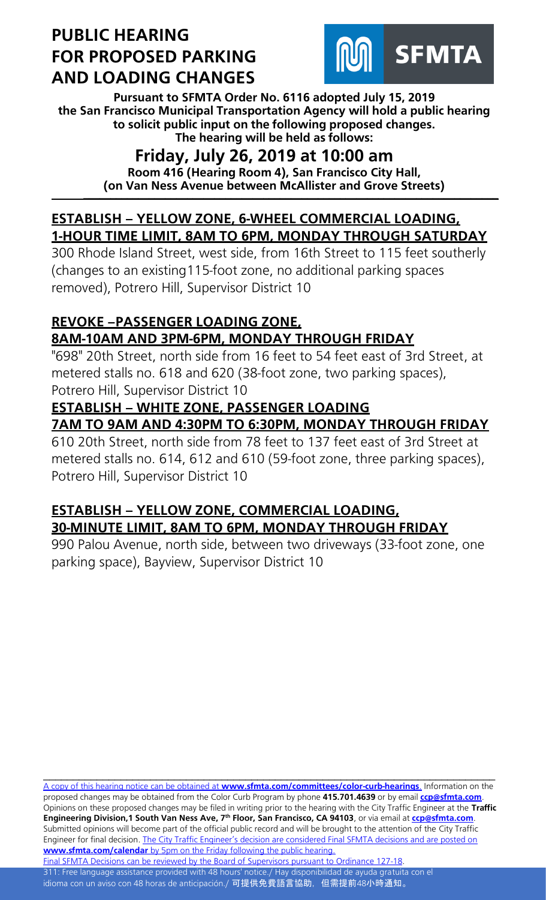# PUBLIC HEARING FOR PROPOSED PARKING AND LOADING CHANGES

SFMTA

**Pursuant to SFMTA Order No. 6116 adopted July 15, 2019 the San Francisco Municipal Transportation Agency will hold a public hearing to solicit public input on the following proposed changes. The hearing will be held as follows:**

## Friday, July 26, 2019 at 10:00 am

**Room 416 (Hearing Room 4), San Francisco City Hall, (on Van Ness Avenue between McAllister and Grove Streets)**

### ESTABLISH – YELLOW ZONE, 6-WHEEL COMMERCIAL LOADING, 1-HOUR TIME LIMIT, 8AM TO 6PM, MONDAY THROUGH SATURDAY

300 Rhode Island Street, west side, from 16th Street to 115 feet southerly (changes to an existing115-foot zone, no additional parking spaces removed), Potrero Hill, Supervisor District 10

### REVOKE –PASSENGER LOADING ZONE, 8AM-10AM AND 3PM-6PM, MONDAY THROUGH FRIDAY

"698" 20th Street, north side from 16 feet to 54 feet east of 3rd Street, at metered stalls no. 618 and 620 (38-foot zone, two parking spaces), Potrero Hill, Supervisor District 10

### ESTABLISH – WHITE ZONE, PASSENGER LOADING 7AM TO 9AM AND 4:30PM TO 6:30PM, MONDAY THROUGH FRIDAY

610 20th Street, north side from 78 feet to 137 feet east of 3rd Street at metered stalls no. 614, 612 and 610 (59-foot zone, three parking spaces), Potrero Hill, Supervisor District 10

### ESTABLISH – YELLOW ZONE, COMMERCIAL LOADING, 30-MINUTE LIMIT, 8AM TO 6PM, MONDAY THROUGH FRIDAY

990 Palou Avenue, north side, between two driveways (33-foot zone, one parking space), Bayview, Supervisor District 10

---

A copy of this hearing notice can be obtained at **www.sfmta.com/committees/color-curb-hearings**. Information on the proposed changes may be obtained from the Color Curb Program by phone **415.701.4639** or by email **ccp@sfmta.com**. Opinions on these proposed changes may be filed in writing prior to the hearing with the City Traffic Engineer at the **Traffic Engineering Division,1 South Van Ness Ave, 7th Floor, San Francisco, CA 94103**, or via email at **ccp@sfmta.com**. Submitted opinions will become part of the official public record and will be brought to the attention of the City Traffic Engineer for final decision. The City Traffic Engineer's decision are considered Final SFMTA decisions and are posted on **www.sfmta.com/calendar** by 5pm on the Friday following the public hearing.

Final SFMTA Decisions can be reviewed by the Board of Supervisors pursuant to Ordinance 127-18.

311: Free language assistance provided with 48 hours' notice./ Hay disponibilidad de ayuda gratuita con el idioma con un aviso con 48 horas de anticipación./ 可提供免費語言協助，但需提前48小時通知。